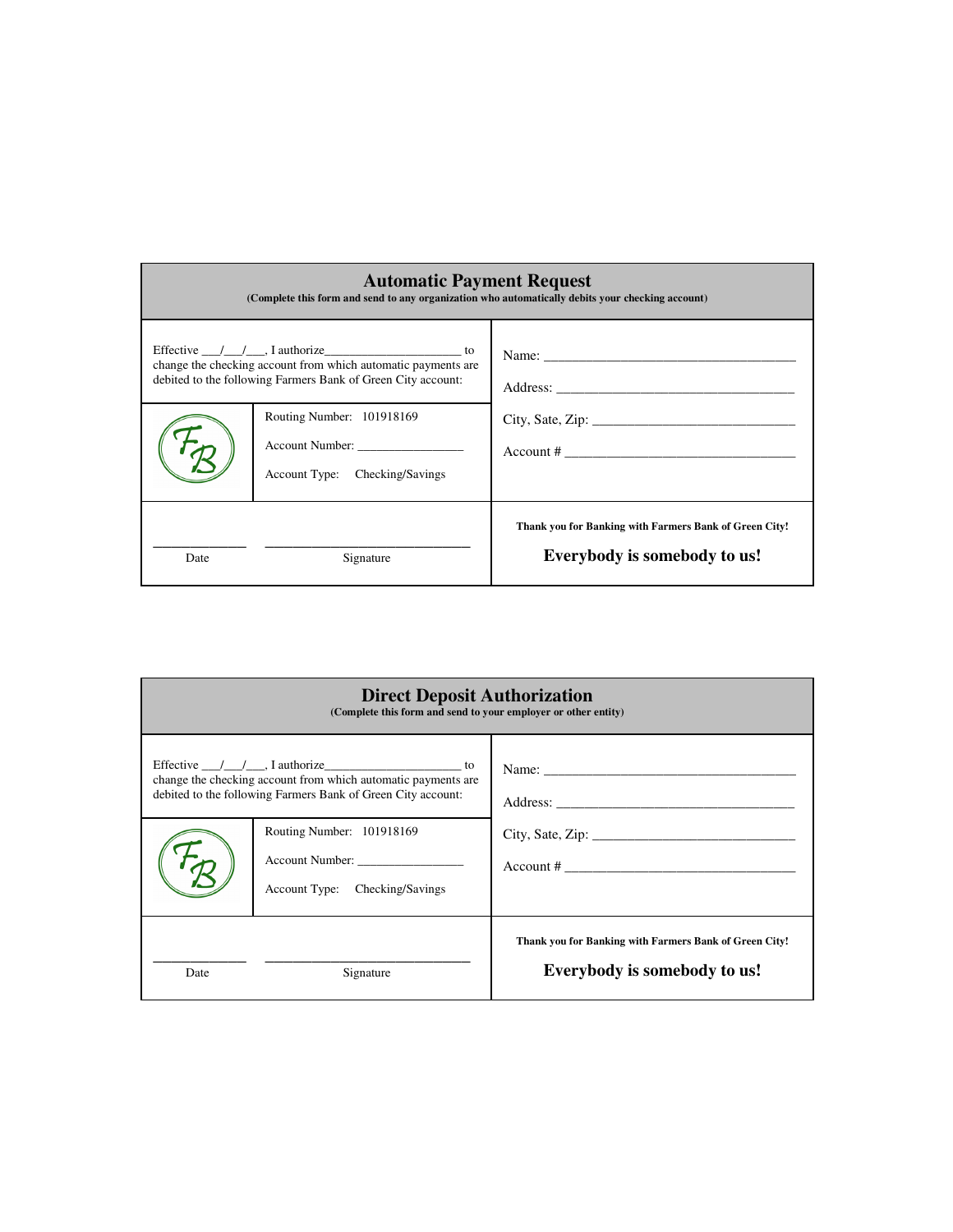## Automatic Payment Request

**(Complete this form and send to any organization who automatically debits your checking account)**

Effective ___/___/___, I authorize_______________________ to change the checking account from which automatic payments are debited to the following Farmers Bank of Green City account:

FB

Routing Number: 101918169

Account Number: _________________

Account Type: Checking/Savings

_______________ Date

_________________________________ Signature

Name: ________________________________________

Address: ______________________________________

City, Sate, Zip: ________________________________

Account # ____________________________________

**Thank you for Banking with Farmers Bank of Green City!**

**Everybody is somebody to us!**

## Direct Deposit Authorization

**(Complete this form and send to your employer or other entity)**

Effective ___/___/___, I authorize_______________________ to change the checking account from which automatic payments are debited to the following Farmers Bank of Green City account:

FB

Routing Number: 101918169

Account Number: _________________

Account Type: Checking/Savings

_______________ Date

_________________________________ Signature

Name: ________________________________________

Address: ______________________________________

City, Sate, Zip: ________________________________

Account # ____________________________________

**Thank you for Banking with Farmers Bank of Green City!**

**Everybody is somebody to us!**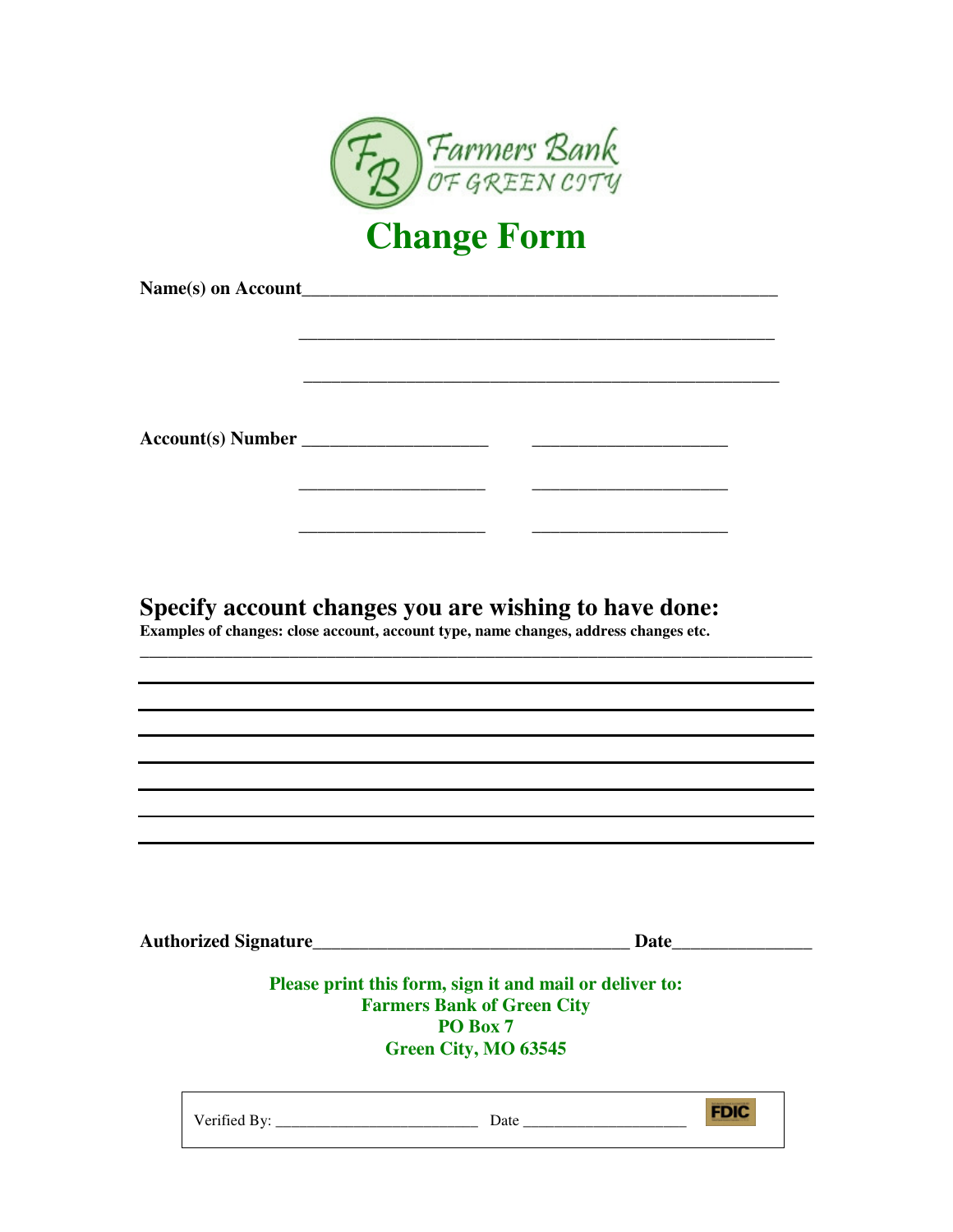Farmers Bank OF GREEN CITY

# Change Form

**Name(s) on Account**______________________________________________________

______________________________________________________

______________________________________________________

**Account(s) Number** ____________________ ____________________

____________________ ____________________

____________________ ____________________

## Specify account changes you are wishing to have done:

**Examples of changes: close account, account type, name changes, address changes etc.**

______________________________________________________________________________

______________________________________________________________________________

______________________________________________________________________________

______________________________________________________________________________

______________________________________________________________________________

______________________________________________________________________________

______________________________________________________________________________

______________________________________________________________________________

**Authorized Signature**__________________________________ **Date**______________

**Please print this form, sign it and mail or deliver to:**
**Farmers Bank of Green City**
**PO Box 7**
**Green City, MO 63545**

Verified By: ________________________ Date ____________________

FDIC